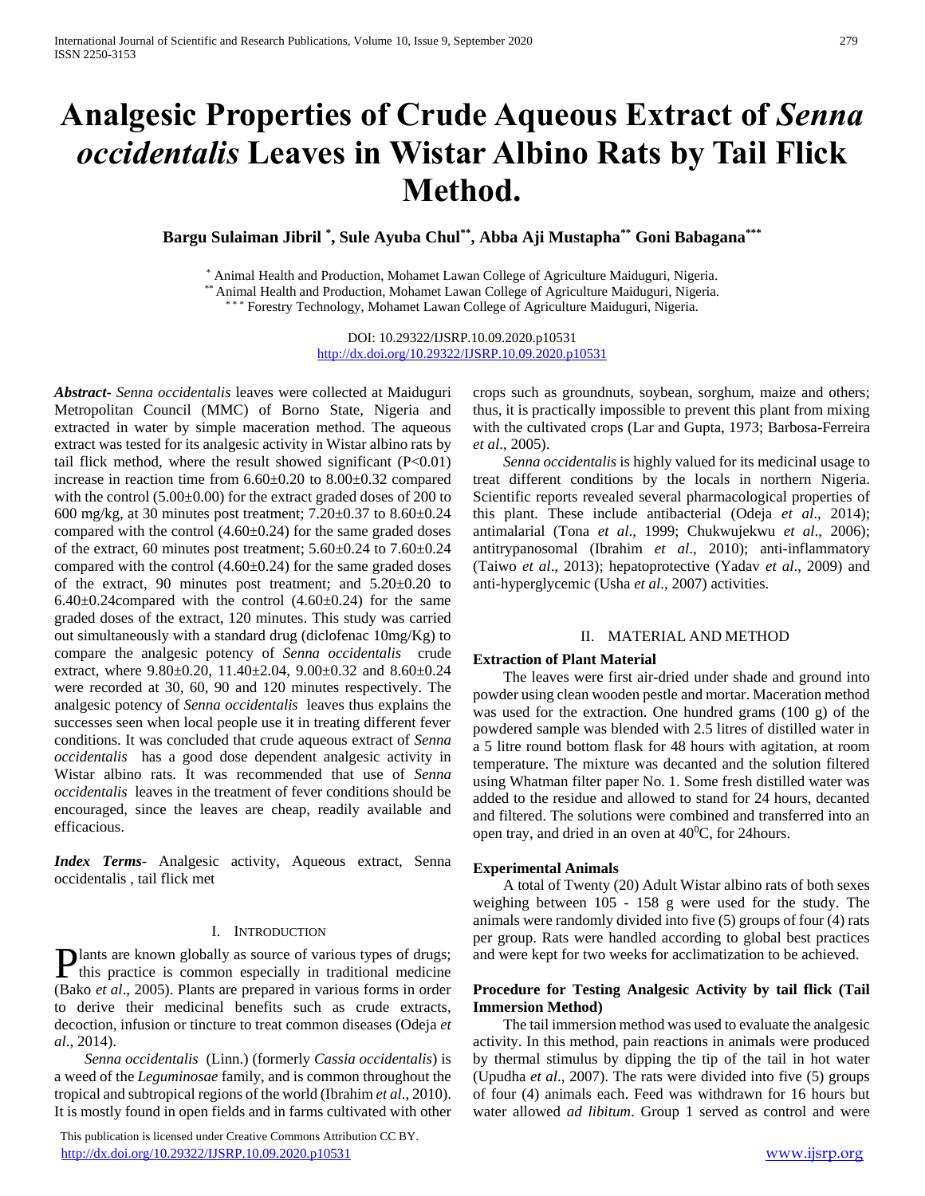# Analgesic Properties of Crude Aqueous Extract of *Senna occidentalis* Leaves in Wistar Albino Rats by Tail Flick Method.

**Bargu Sulaiman Jibril [*], Sule Ayuba Chul[**], Abba Aji Mustapha[**] Goni Babagana[***]**

[*] Animal Health and Production, Mohamet Lawan College of Agriculture Maiduguri, Nigeria.
[**] Animal Health and Production, Mohamet Lawan College of Agriculture Maiduguri, Nigeria.
[***] Forestry Technology, Mohamet Lawan College of Agriculture Maiduguri, Nigeria.

DOI: 10.29322/IJSRP.10.09.2020.p10531
http://dx.doi.org/10.29322/IJSRP.10.09.2020.p10531

***Abstract*-** *Senna occidentalis* leaves were collected at Maiduguri Metropolitan Council (MMC) of Borno State, Nigeria and extracted in water by simple maceration method. The aqueous extract was tested for its analgesic activity in Wistar albino rats by tail flick method, where the result showed significant ($P<0.01$) increase in reaction time from $6.60\pm0.20$ to $8.00\pm0.32$ compared with the control ($5.00\pm0.00$) for the extract graded doses of 200 to 600 mg/kg, at 30 minutes post treatment; $7.20\pm0.37$ to $8.60\pm0.24$ compared with the control ($4.60\pm0.24$) for the same graded doses of the extract, 60 minutes post treatment; $5.60\pm0.24$ to $7.60\pm0.24$ compared with the control ($4.60\pm0.24$) for the same graded doses of the extract, 90 minutes post treatment; and $5.20\pm0.20$ to $6.40\pm0.24$compared with the control ($4.60\pm0.24$) for the same graded doses of the extract, 120 minutes. This study was carried out simultaneously with a standard drug (diclofenac 10mg/Kg) to compare the analgesic potency of *Senna occidentalis* crude extract, where $9.80\pm0.20$, $11.40\pm2.04$, $9.00\pm0.32$ and $8.60\pm0.24$ were recorded at 30, 60, 90 and 120 minutes respectively. The analgesic potency of *Senna occidentalis* leaves thus explains the successes seen when local people use it in treating different fever conditions. It was concluded that crude aqueous extract of *Senna occidentalis* has a good dose dependent analgesic activity in Wistar albino rats. It was recommended that use of *Senna occidentalis* leaves in the treatment of fever conditions should be encouraged, since the leaves are cheap, readily available and efficacious.

***Index Terms*-** Analgesic activity, Aqueous extract, Senna occidentalis , tail flick met

## I. Introduction

Plants are known globally as source of various types of drugs; this practice is common especially in traditional medicine (Bako *et al*., 2005). Plants are prepared in various forms in order to derive their medicinal benefits such as crude extracts, decoction, infusion or tincture to treat common diseases (Odeja *et al*., 2014).

*Senna occidentalis* (Linn.) (formerly *Cassia occidentalis*) is a weed of the *Leguminosae* family, and is common throughout the tropical and subtropical regions of the world (Ibrahim *et al*., 2010). It is mostly found in open fields and in farms cultivated with other crops such as groundnuts, soybean, sorghum, maize and others; thus, it is practically impossible to prevent this plant from mixing with the cultivated crops (Lar and Gupta, 1973; Barbosa-Ferreira *et al*., 2005).

*Senna occidentalis* is highly valued for its medicinal usage to treat different conditions by the locals in northern Nigeria. Scientific reports revealed several pharmacological properties of this plant. These include antibacterial (Odeja *et al*., 2014); antimalarial (Tona *et al*., 1999; Chukwujekwu *et al*., 2006); antitrypanosomal (Ibrahim *et al*., 2010); anti-inflammatory (Taiwo *et al*., 2013); hepatoprotective (Yadav *et al*., 2009) and anti-hyperglycemic (Usha *et al*., 2007) activities.

## II. Material and Method

### Extraction of Plant Material

The leaves were first air-dried under shade and ground into powder using clean wooden pestle and mortar. Maceration method was used for the extraction. One hundred grams (100 g) of the powdered sample was blended with 2.5 litres of distilled water in a 5 litre round bottom flask for 48 hours with agitation, at room temperature. The mixture was decanted and the solution filtered using Whatman filter paper No. 1. Some fresh distilled water was added to the residue and allowed to stand for 24 hours, decanted and filtered. The solutions were combined and transferred into an open tray, and dried in an oven at $40^0$C, for 24hours.

### Experimental Animals

A total of Twenty (20) Adult Wistar albino rats of both sexes weighing between 105 - 158 g were used for the study. The animals were randomly divided into five (5) groups of four (4) rats per group. Rats were handled according to global best practices and were kept for two weeks for acclimatization to be achieved.

### Procedure for Testing Analgesic Activity by tail flick (Tail Immersion Method)

The tail immersion method was used to evaluate the analgesic activity. In this method, pain reactions in animals were produced by thermal stimulus by dipping the tip of the tail in hot water (Upudha *et al*., 2007). The rats were divided into five (5) groups of four (4) animals each. Feed was withdrawn for 16 hours but water allowed *ad libitum*. Group 1 served as control and were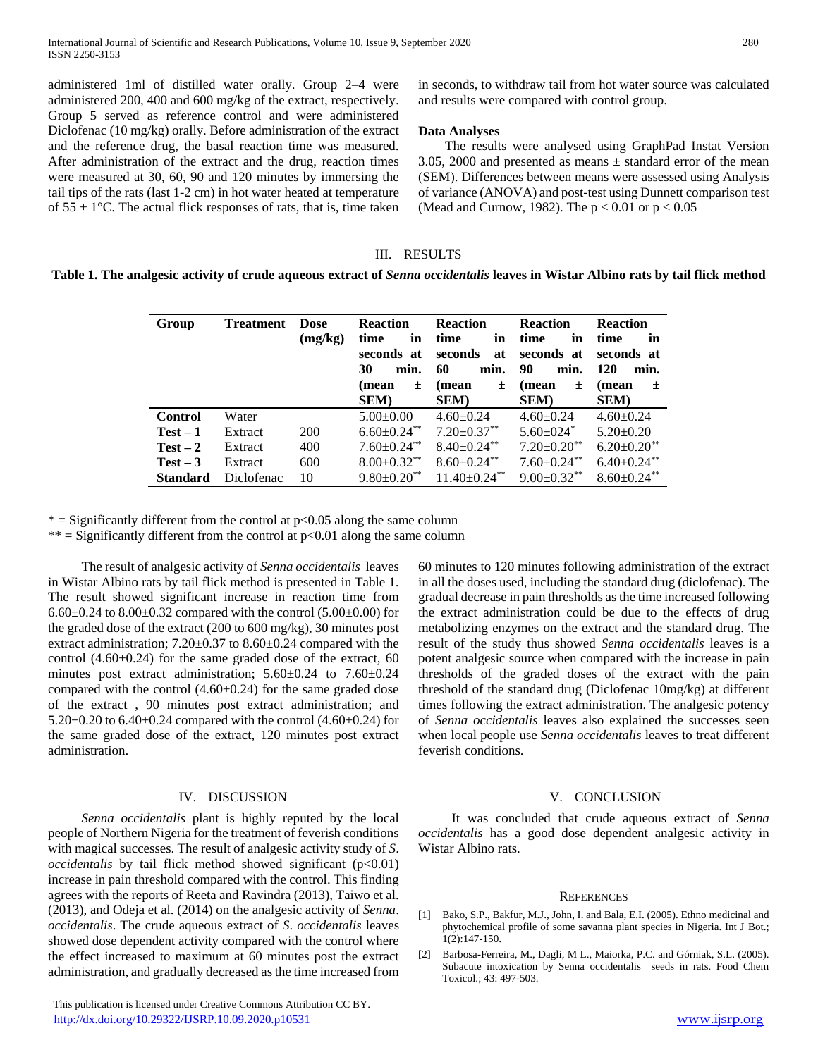administered 1ml of distilled water orally. Group 2–4 were administered 200, 400 and 600 mg/kg of the extract, respectively. Group 5 served as reference control and were administered Diclofenac (10 mg/kg) orally. Before administration of the extract and the reference drug, the basal reaction time was measured. After administration of the extract and the drug, reaction times were measured at 30, 60, 90 and 120 minutes by immersing the tail tips of the rats (last 1-2 cm) in hot water heated at temperature of $55 \pm 1°C$. The actual flick responses of rats, that is, time taken in seconds, to withdraw tail from hot water source was calculated and results were compared with control group.

**Data Analyses**

The results were analysed using GraphPad Instat Version 3.05, 2000 and presented as means ± standard error of the mean (SEM). Differences between means were assessed using Analysis of variance (ANOVA) and post-test using Dunnett comparison test (Mead and Curnow, 1982). The $p < 0.01$ or $p < 0.05$

## III. RESULTS

**Table 1. The analgesic activity of crude aqueous extract of *Senna occidentalis* leaves in Wistar Albino rats by tail flick method**

| Group | Treatment | Dose (mg/kg) | Reaction time in seconds at 30 min. (mean ± SEM) | Reaction time in seconds at 60 min. (mean ± SEM) | Reaction time in seconds at 90 min. (mean ± SEM) | Reaction time in seconds at 120 min. (mean ± SEM) |
|---|---|---|---|---|---|---|
| **Control** | Water | | 5.00±0.00 | 4.60±0.24 | 4.60±0.24 | 4.60±0.24 |
| **Test – 1** | Extract | 200 | 6.60±0.24** | 7.20±0.37** | 5.60±024* | 5.20±0.20 |
| **Test – 2** | Extract | 400 | 7.60±0.24** | 8.40±0.24** | 7.20±0.20** | 6.20±0.20** |
| **Test – 3** | Extract | 600 | 8.00±0.32** | 8.60±0.24** | 7.60±0.24** | 6.40±0.24** |
| **Standard** | Diclofenac | 10 | 9.80±0.20** | 11.40±0.24** | 9.00±0.32** | 8.60±0.24** |

* = Significantly different from the control at $p<0.05$ along the same column

** = Significantly different from the control at $p<0.01$ along the same column

The result of analgesic activity of *Senna occidentalis* leaves in Wistar Albino rats by tail flick method is presented in Table 1. The result showed significant increase in reaction time from 6.60±0.24 to 8.00±0.32 compared with the control (5.00±0.00) for the graded dose of the extract (200 to 600 mg/kg), 30 minutes post extract administration; 7.20±0.37 to 8.60±0.24 compared with the control (4.60±0.24) for the same graded dose of the extract, 60 minutes post extract administration; 5.60±0.24 to 7.60±0.24 compared with the control (4.60±0.24) for the same graded dose of the extract , 90 minutes post extract administration; and 5.20±0.20 to 6.40±0.24 compared with the control (4.60±0.24) for the same graded dose of the extract, 120 minutes post extract administration.

## IV. DISCUSSION

*Senna occidentalis* plant is highly reputed by the local people of Northern Nigeria for the treatment of feverish conditions with magical successes. The result of analgesic activity study of *S. occidentalis* by tail flick method showed significant ($p<0.01$) increase in pain threshold compared with the control. This finding agrees with the reports of Reeta and Ravindra (2013), Taiwo et al. (2013), and Odeja et al. (2014) on the analgesic activity of *Senna. occidentalis*. The crude aqueous extract of *S. occidentalis* leaves showed dose dependent activity compared with the control where the effect increased to maximum at 60 minutes post the extract administration, and gradually decreased as the time increased from 60 minutes to 120 minutes following administration of the extract in all the doses used, including the standard drug (diclofenac). The gradual decrease in pain thresholds as the time increased following the extract administration could be due to the effects of drug metabolizing enzymes on the extract and the standard drug. The result of the study thus showed *Senna occidentalis* leaves is a potent analgesic source when compared with the increase in pain thresholds of the graded doses of the extract with the pain threshold of the standard drug (Diclofenac 10mg/kg) at different times following the extract administration. The analgesic potency of *Senna occidentalis* leaves also explained the successes seen when local people use *Senna occidentalis* leaves to treat different feverish conditions.

## V. CONCLUSION

It was concluded that crude aqueous extract of *Senna occidentalis* has a good dose dependent analgesic activity in Wistar Albino rats.

## REFERENCES

[1] Bako, S.P., Bakfur, M.J., John, I. and Bala, E.I. (2005). Ethno medicinal and phytochemical profile of some savanna plant species in Nigeria. Int J Bot.; 1(2):147-150.

[2] Barbosa-Ferreira, M., Dagli, M L., Maiorka, P.C. and Górniak, S.L. (2005). Subacute intoxication by Senna occidentalis seeds in rats. Food Chem Toxicol.; 43: 497-503.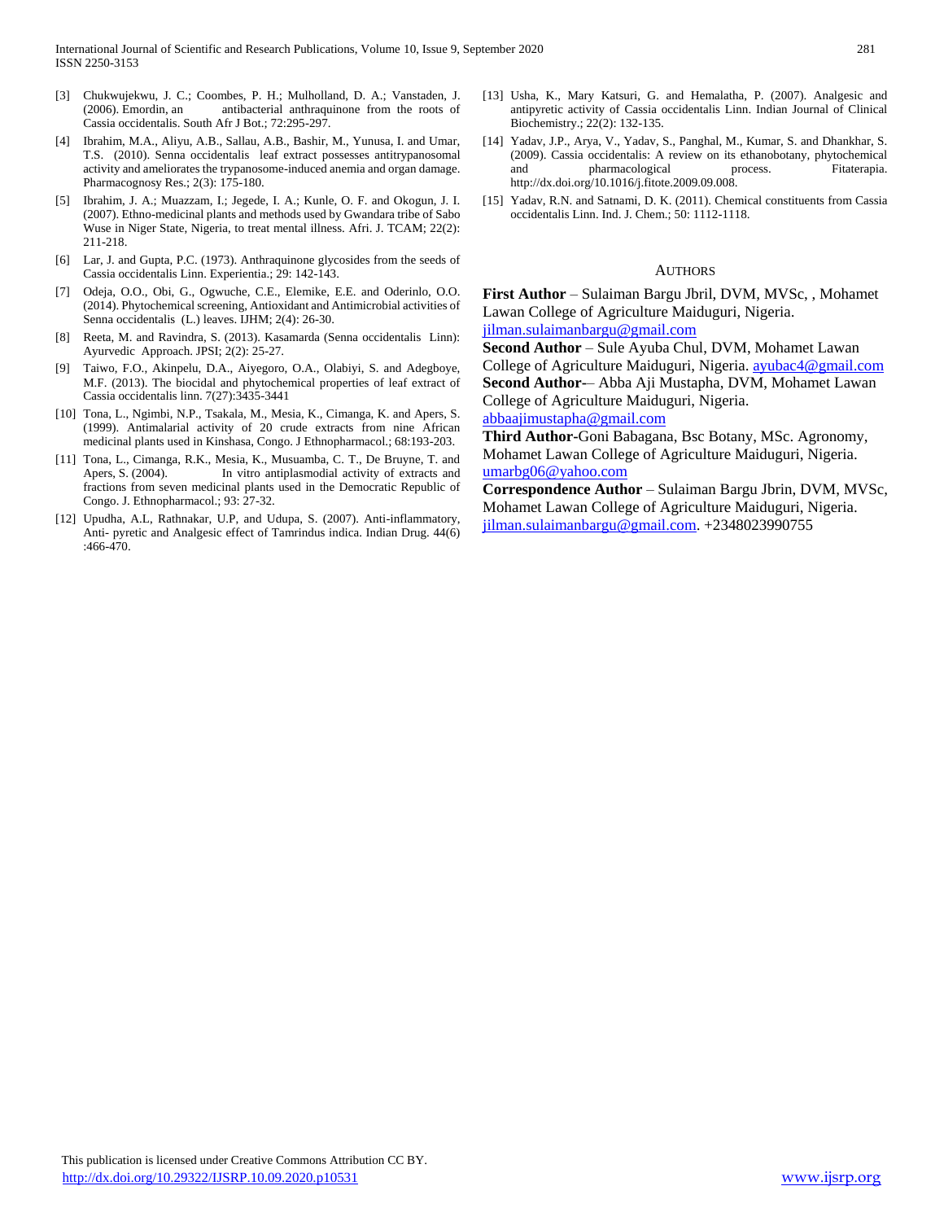[3] Chukwujekwu, J. C.; Coombes, P. H.; Mulholland, D. A.; Vanstaden, J. (2006). Emordin, an antibacterial anthraquinone from the roots of Cassia occidentalis. South Afr J Bot.; 72:295-297.

[4] Ibrahim, M.A., Aliyu, A.B., Sallau, A.B., Bashir, M., Yunusa, I. and Umar, T.S. (2010). Senna occidentalis leaf extract possesses antitrypanosomal activity and ameliorates the trypanosome-induced anemia and organ damage. Pharmacognosy Res.; 2(3): 175-180.

[5] Ibrahim, J. A.; Muazzam, I.; Jegede, I. A.; Kunle, O. F. and Okogun, J. I. (2007). Ethno-medicinal plants and methods used by Gwandara tribe of Sabo Wuse in Niger State, Nigeria, to treat mental illness. Afri. J. TCAM; 22(2): 211-218.

[6] Lar, J. and Gupta, P.C. (1973). Anthraquinone glycosides from the seeds of Cassia occidentalis Linn. Experientia.; 29: 142-143.

[7] Odeja, O.O., Obi, G., Ogwuche, C.E., Elemike, E.E. and Oderinlo, O.O. (2014). Phytochemical screening, Antioxidant and Antimicrobial activities of Senna occidentalis (L.) leaves. IJHM; 2(4): 26-30.

[8] Reeta, M. and Ravindra, S. (2013). Kasamarda (Senna occidentalis Linn): Ayurvedic Approach. JPSI; 2(2): 25-27.

[9] Taiwo, F.O., Akinpelu, D.A., Aiyegoro, O.A., Olabiyi, S. and Adegboye, M.F. (2013). The biocidal and phytochemical properties of leaf extract of Cassia occidentalis linn. 7(27):3435-3441

[10] Tona, L., Ngimbi, N.P., Tsakala, M., Mesia, K., Cimanga, K. and Apers, S. (1999). Antimalarial activity of 20 crude extracts from nine African medicinal plants used in Kinshasa, Congo. J Ethnopharmacol.; 68:193-203.

[11] Tona, L., Cimanga, R.K., Mesia, K., Musuamba, C. T., De Bruyne, T. and Apers, S. (2004). In vitro antiplasmodial activity of extracts and fractions from seven medicinal plants used in the Democratic Republic of Congo. J. Ethnopharmacol.; 93: 27-32.

[12] Upudha, A.L, Rathnakar, U.P, and Udupa, S. (2007). Anti-inflammatory, Anti- pyretic and Analgesic effect of Tamrindus indica. Indian Drug. 44(6) :466-470.

[13] Usha, K., Mary Katsuri, G. and Hemalatha, P. (2007). Analgesic and antipyretic activity of Cassia occidentalis Linn. Indian Journal of Clinical Biochemistry.; 22(2): 132-135.

[14] Yadav, J.P., Arya, V., Yadav, S., Panghal, M., Kumar, S. and Dhankhar, S. (2009). Cassia occidentalis: A review on its ethanobotany, phytochemical and pharmacological process. Fitaterapia. http://dx.doi.org/10.1016/j.fitote.2009.09.008.

[15] Yadav, R.N. and Satnami, D. K. (2011). Chemical constituents from Cassia occidentalis Linn. Ind. J. Chem.; 50: 1112-1118.

## AUTHORS

**First Author** – Sulaiman Bargu Jbril, DVM, MVSc, , Mohamet Lawan College of Agriculture Maiduguri, Nigeria. jilman.sulaimanbargu@gmail.com

**Second Author** – Sule Ayuba Chul, DVM, Mohamet Lawan College of Agriculture Maiduguri, Nigeria. ayubac4@gmail.com

**Second Author**-– Abba Aji Mustapha, DVM, Mohamet Lawan College of Agriculture Maiduguri, Nigeria. abbaajimustapha@gmail.com

**Third Author**-Goni Babagana, Bsc Botany, MSc. Agronomy, Mohamet Lawan College of Agriculture Maiduguri, Nigeria. umarbg06@yahoo.com

**Correspondence Author** – Sulaiman Bargu Jbrin, DVM, MVSc, Mohamet Lawan College of Agriculture Maiduguri, Nigeria. jilman.sulaimanbargu@gmail.com. +2348023990755